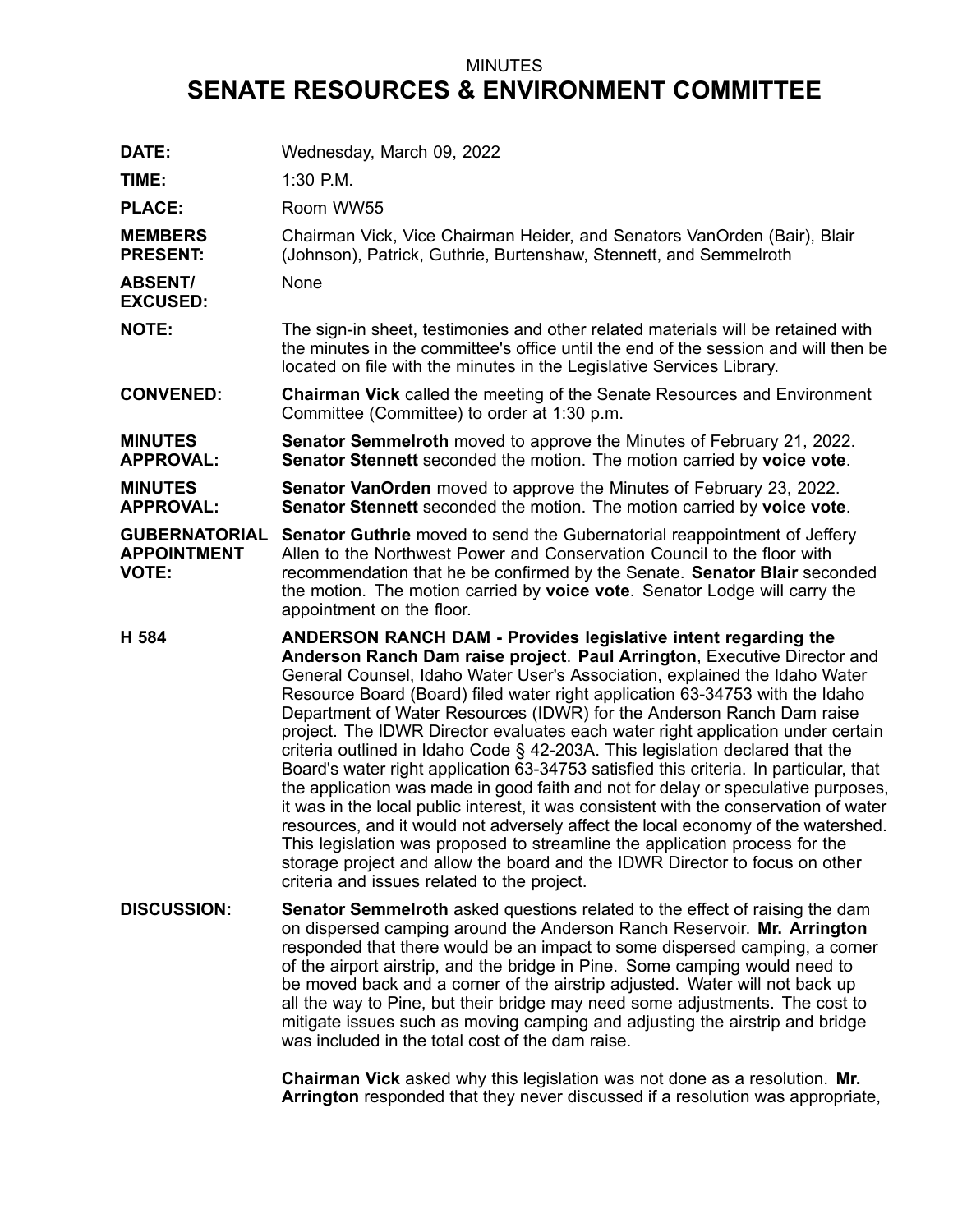MINUTES

# SENATE RESOURCES & ENVIRONMENT COMMITTEE

**DATE:** Wednesday, March 09, 2022

**TIME:** 1:30 P.M.

**PLACE:** Room WW55

**MEMBERS PRESENT:** Chairman Vick, Vice Chairman Heider, and Senators VanOrden (Bair), Blair (Johnson), Patrick, Guthrie, Burtenshaw, Stennett, and Semmelroth

**ABSENT/ EXCUSED:** None

**NOTE:** The sign-in sheet, testimonies and other related materials will be retained with the minutes in the committee's office until the end of the session and will then be located on file with the minutes in the Legislative Services Library.

**CONVENED:** **Chairman Vick** called the meeting of the Senate Resources and Environment Committee (Committee) to order at 1:30 p.m.

**MINUTES APPROVAL:** **Senator Semmelroth** moved to approve the Minutes of February 21, 2022. **Senator Stennett** seconded the motion. The motion carried by **voice vote**.

**MINUTES APPROVAL:** **Senator VanOrden** moved to approve the Minutes of February 23, 2022. **Senator Stennett** seconded the motion. The motion carried by **voice vote**.

**GUBERNATORIAL APPOINTMENT VOTE:** **Senator Guthrie** moved to send the Gubernatorial reappointment of Jeffery Allen to the Northwest Power and Conservation Council to the floor with recommendation that he be confirmed by the Senate. **Senator Blair** seconded the motion. The motion carried by **voice vote**. Senator Lodge will carry the appointment on the floor.

**H 584** **ANDERSON RANCH DAM - Provides legislative intent regarding the Anderson Ranch Dam raise project**. **Paul Arrington**, Executive Director and General Counsel, Idaho Water User's Association, explained the Idaho Water Resource Board (Board) filed water right application 63-34753 with the Idaho Department of Water Resources (IDWR) for the Anderson Ranch Dam raise project. The IDWR Director evaluates each water right application under certain criteria outlined in Idaho Code § 42-203A. This legislation declared that the Board's water right application 63-34753 satisfied this criteria. In particular, that the application was made in good faith and not for delay or speculative purposes, it was in the local public interest, it was consistent with the conservation of water resources, and it would not adversely affect the local economy of the watershed. This legislation was proposed to streamline the application process for the storage project and allow the board and the IDWR Director to focus on other criteria and issues related to the project.

**DISCUSSION:** **Senator Semmelroth** asked questions related to the effect of raising the dam on dispersed camping around the Anderson Ranch Reservoir. **Mr. Arrington** responded that there would be an impact to some dispersed camping, a corner of the airport airstrip, and the bridge in Pine. Some camping would need to be moved back and a corner of the airstrip adjusted. Water will not back up all the way to Pine, but their bridge may need some adjustments. The cost to mitigate issues such as moving camping and adjusting the airstrip and bridge was included in the total cost of the dam raise.

**Chairman Vick** asked why this legislation was not done as a resolution. **Mr. Arrington** responded that they never discussed if a resolution was appropriate,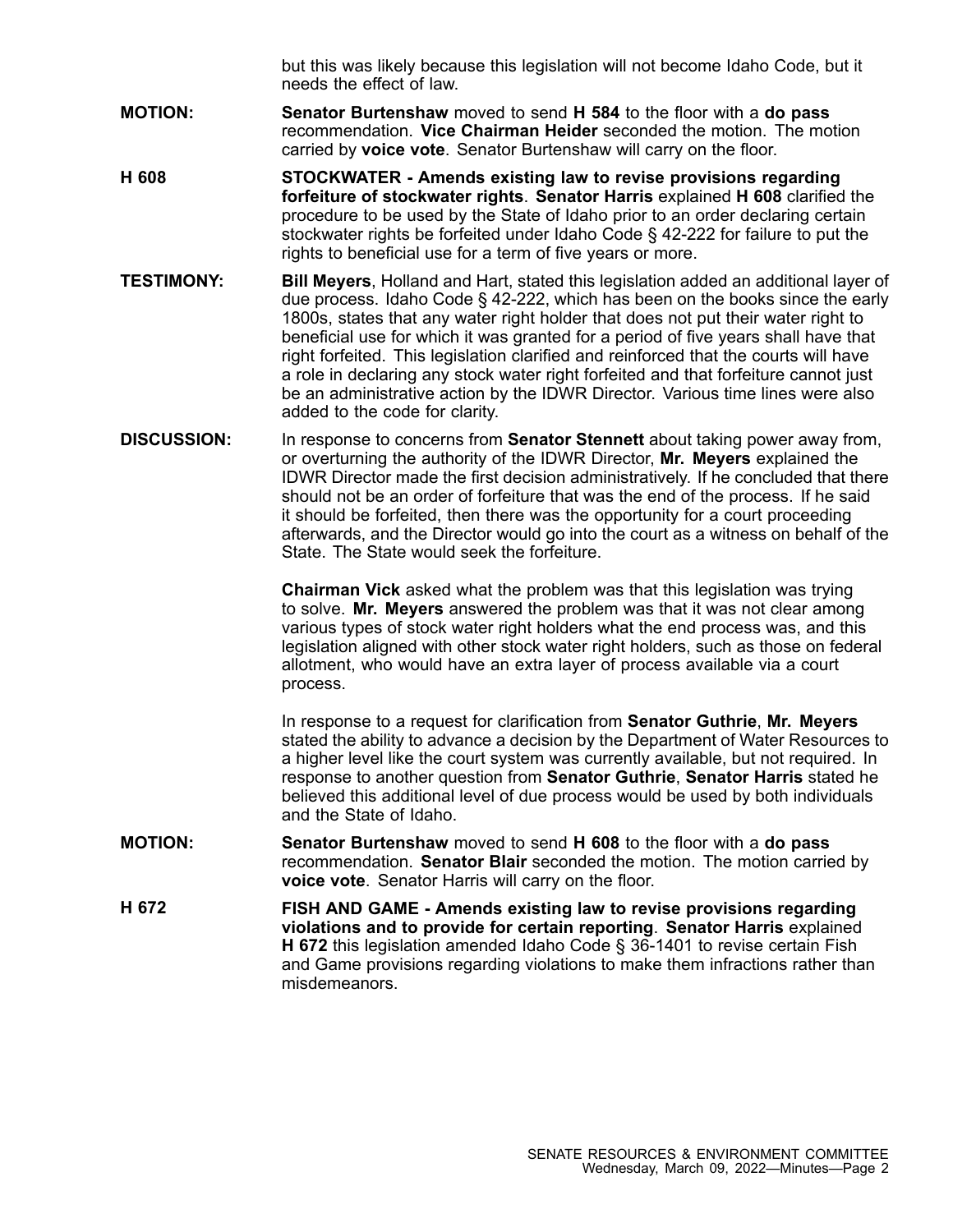but this was likely because this legislation will not become Idaho Code, but it needs the effect of law.

**MOTION:** **Senator Burtenshaw** moved to send **H 584** to the floor with a **do pass** recommendation. **Vice Chairman Heider** seconded the motion. The motion carried by **voice vote**. Senator Burtenshaw will carry on the floor.

**H 608** **STOCKWATER - Amends existing law to revise provisions regarding forfeiture of stockwater rights**. **Senator Harris** explained **H 608** clarified the procedure to be used by the State of Idaho prior to an order declaring certain stockwater rights be forfeited under Idaho Code § 42-222 for failure to put the rights to beneficial use for a term of five years or more.

**TESTIMONY:** **Bill Meyers**, Holland and Hart, stated this legislation added an additional layer of due process. Idaho Code § 42-222, which has been on the books since the early 1800s, states that any water right holder that does not put their water right to beneficial use for which it was granted for a period of five years shall have that right forfeited. This legislation clarified and reinforced that the courts will have a role in declaring any stock water right forfeited and that forfeiture cannot just be an administrative action by the IDWR Director. Various time lines were also added to the code for clarity.

**DISCUSSION:** In response to concerns from **Senator Stennett** about taking power away from, or overturning the authority of the IDWR Director, **Mr. Meyers** explained the IDWR Director made the first decision administratively. If he concluded that there should not be an order of forfeiture that was the end of the process. If he said it should be forfeited, then there was the opportunity for a court proceeding afterwards, and the Director would go into the court as a witness on behalf of the State. The State would seek the forfeiture.

**Chairman Vick** asked what the problem was that this legislation was trying to solve. **Mr. Meyers** answered the problem was that it was not clear among various types of stock water right holders what the end process was, and this legislation aligned with other stock water right holders, such as those on federal allotment, who would have an extra layer of process available via a court process.

In response to a request for clarification from **Senator Guthrie**, **Mr. Meyers** stated the ability to advance a decision by the Department of Water Resources to a higher level like the court system was currently available, but not required. In response to another question from **Senator Guthrie**, **Senator Harris** stated he believed this additional level of due process would be used by both individuals and the State of Idaho.

**MOTION:** **Senator Burtenshaw** moved to send **H 608** to the floor with a **do pass** recommendation. **Senator Blair** seconded the motion. The motion carried by **voice vote**. Senator Harris will carry on the floor.

**H 672** **FISH AND GAME - Amends existing law to revise provisions regarding violations and to provide for certain reporting**. **Senator Harris** explained **H 672** this legislation amended Idaho Code § 36-1401 to revise certain Fish and Game provisions regarding violations to make them infractions rather than misdemeanors.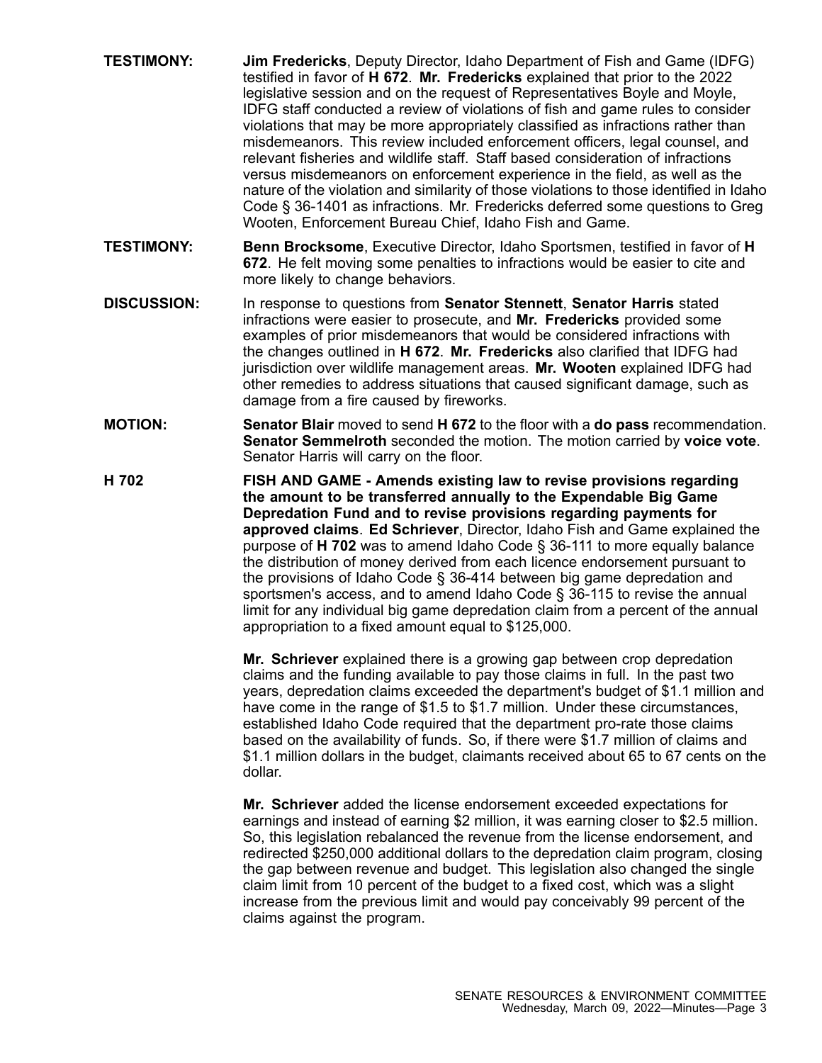**TESTIMONY:** **Jim Fredericks**, Deputy Director, Idaho Department of Fish and Game (IDFG) testified in favor of **H 672**. **Mr. Fredericks** explained that prior to the 2022 legislative session and on the request of Representatives Boyle and Moyle, IDFG staff conducted a review of violations of fish and game rules to consider violations that may be more appropriately classified as infractions rather than misdemeanors. This review included enforcement officers, legal counsel, and relevant fisheries and wildlife staff. Staff based consideration of infractions versus misdemeanors on enforcement experience in the field, as well as the nature of the violation and similarity of those violations to those identified in Idaho Code § 36-1401 as infractions. Mr. Fredericks deferred some questions to Greg Wooten, Enforcement Bureau Chief, Idaho Fish and Game.

**TESTIMONY:** **Benn Brocksome**, Executive Director, Idaho Sportsmen, testified in favor of **H 672**. He felt moving some penalties to infractions would be easier to cite and more likely to change behaviors.

**DISCUSSION:** In response to questions from **Senator Stennett**, **Senator Harris** stated infractions were easier to prosecute, and **Mr. Fredericks** provided some examples of prior misdemeanors that would be considered infractions with the changes outlined in **H 672**. **Mr. Fredericks** also clarified that IDFG had jurisdiction over wildlife management areas. **Mr. Wooten** explained IDFG had other remedies to address situations that caused significant damage, such as damage from a fire caused by fireworks.

**MOTION:** **Senator Blair** moved to send **H 672** to the floor with a **do pass** recommendation. **Senator Semmelroth** seconded the motion. The motion carried by **voice vote**. Senator Harris will carry on the floor.

**H 702** **FISH AND GAME - Amends existing law to revise provisions regarding the amount to be transferred annually to the Expendable Big Game Depredation Fund and to revise provisions regarding payments for approved claims**. **Ed Schriever**, Director, Idaho Fish and Game explained the purpose of **H 702** was to amend Idaho Code § 36-111 to more equally balance the distribution of money derived from each licence endorsement pursuant to the provisions of Idaho Code § 36-414 between big game depredation and sportsmen's access, and to amend Idaho Code § 36-115 to revise the annual limit for any individual big game depredation claim from a percent of the annual appropriation to a fixed amount equal to $125,000.

**Mr. Schriever** explained there is a growing gap between crop depredation claims and the funding available to pay those claims in full. In the past two years, depredation claims exceeded the department's budget of $1.1 million and have come in the range of $1.5 to $1.7 million. Under these circumstances, established Idaho Code required that the department pro-rate those claims based on the availability of funds. So, if there were $1.7 million of claims and $1.1 million dollars in the budget, claimants received about 65 to 67 cents on the dollar.

**Mr. Schriever** added the license endorsement exceeded expectations for earnings and instead of earning $2 million, it was earning closer to $2.5 million. So, this legislation rebalanced the revenue from the license endorsement, and redirected $250,000 additional dollars to the depredation claim program, closing the gap between revenue and budget. This legislation also changed the single claim limit from 10 percent of the budget to a fixed cost, which was a slight increase from the previous limit and would pay conceivably 99 percent of the claims against the program.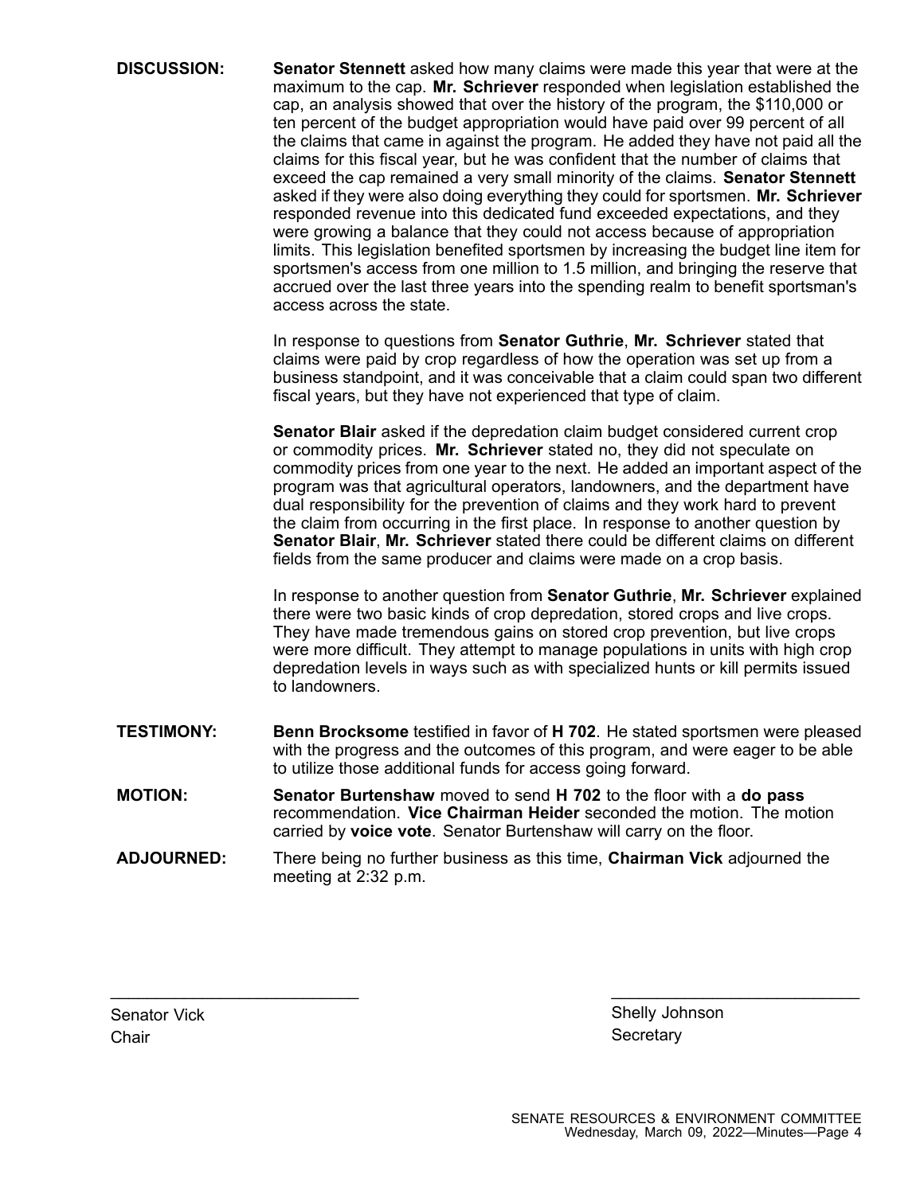**DISCUSSION:** **Senator Stennett** asked how many claims were made this year that were at the maximum to the cap. **Mr. Schriever** responded when legislation established the cap, an analysis showed that over the history of the program, the $110,000 or ten percent of the budget appropriation would have paid over 99 percent of all the claims that came in against the program. He added they have not paid all the claims for this fiscal year, but he was confident that the number of claims that exceed the cap remained a very small minority of the claims. **Senator Stennett** asked if they were also doing everything they could for sportsmen. **Mr. Schriever** responded revenue into this dedicated fund exceeded expectations, and they were growing a balance that they could not access because of appropriation limits. This legislation benefited sportsmen by increasing the budget line item for sportsmen's access from one million to 1.5 million, and bringing the reserve that accrued over the last three years into the spending realm to benefit sportsman's access across the state.

In response to questions from **Senator Guthrie**, **Mr. Schriever** stated that claims were paid by crop regardless of how the operation was set up from a business standpoint, and it was conceivable that a claim could span two different fiscal years, but they have not experienced that type of claim.

**Senator Blair** asked if the depredation claim budget considered current crop or commodity prices. **Mr. Schriever** stated no, they did not speculate on commodity prices from one year to the next. He added an important aspect of the program was that agricultural operators, landowners, and the department have dual responsibility for the prevention of claims and they work hard to prevent the claim from occurring in the first place. In response to another question by **Senator Blair**, **Mr. Schriever** stated there could be different claims on different fields from the same producer and claims were made on a crop basis.

In response to another question from **Senator Guthrie**, **Mr. Schriever** explained there were two basic kinds of crop depredation, stored crops and live crops. They have made tremendous gains on stored crop prevention, but live crops were more difficult. They attempt to manage populations in units with high crop depredation levels in ways such as with specialized hunts or kill permits issued to landowners.

**TESTIMONY:** **Benn Brocksome** testified in favor of **H 702**. He stated sportsmen were pleased with the progress and the outcomes of this program, and were eager to be able to utilize those additional funds for access going forward.

**MOTION:** **Senator Burtenshaw** moved to send **H 702** to the floor with a **do pass** recommendation. **Vice Chairman Heider** seconded the motion. The motion carried by **voice vote**. Senator Burtenshaw will carry on the floor.

**ADJOURNED:** There being no further business as this time, **Chairman Vick** adjourned the meeting at 2:32 p.m.

___________________________
Senator Vick
Chair

___________________________
Shelly Johnson
Secretary